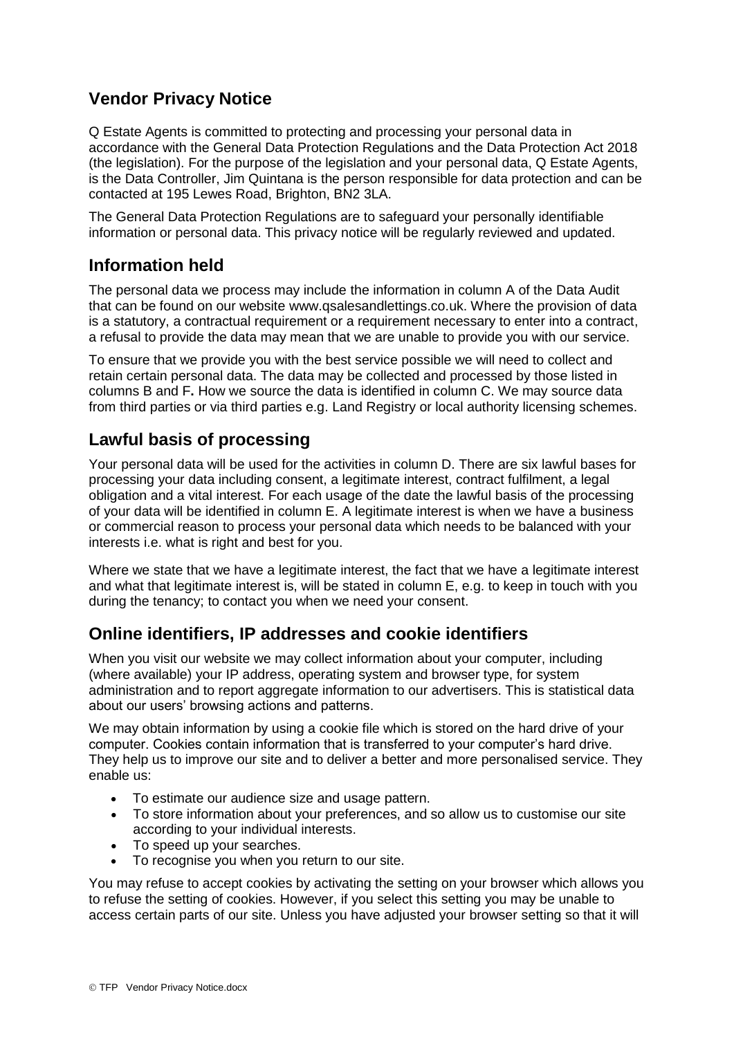## Vendor Privacy Notice

Q Estate Agents is committed to protecting and processing your personal data in accordance with the General Data Protection Regulations and the Data Protection Act 2018 (the legislation). For the purpose of the legislation and your personal data, Q Estate Agents, is the Data Controller, Jim Quintana is the person responsible for data protection and can be contacted at 195 Lewes Road, Brighton, BN2 3LA.

The General Data Protection Regulations are to safeguard your personally identifiable information or personal data. This privacy notice will be regularly reviewed and updated.

## Information held

The personal data we process may include the information in column A of the Data Audit that can be found on our website www.qsalesandlettings.co.uk. Where the provision of data is a statutory, a contractual requirement or a requirement necessary to enter into a contract, a refusal to provide the data may mean that we are unable to provide you with our service.

To ensure that we provide you with the best service possible we will need to collect and retain certain personal data. The data may be collected and processed by those listed in columns B and F**.** How we source the data is identified in column C. We may source data from third parties or via third parties e.g. Land Registry or local authority licensing schemes.

## Lawful basis of processing

Your personal data will be used for the activities in column D. There are six lawful bases for processing your data including consent, a legitimate interest, contract fulfilment, a legal obligation and a vital interest. For each usage of the date the lawful basis of the processing of your data will be identified in column E. A legitimate interest is when we have a business or commercial reason to process your personal data which needs to be balanced with your interests i.e. what is right and best for you.

Where we state that we have a legitimate interest, the fact that we have a legitimate interest and what that legitimate interest is, will be stated in column E, e.g. to keep in touch with you during the tenancy; to contact you when we need your consent.

## Online identifiers, IP addresses and cookie identifiers

When you visit our website we may collect information about your computer, including (where available) your IP address, operating system and browser type, for system administration and to report aggregate information to our advertisers. This is statistical data about our users' browsing actions and patterns.

We may obtain information by using a cookie file which is stored on the hard drive of your computer. Cookies contain information that is transferred to your computer's hard drive. They help us to improve our site and to deliver a better and more personalised service. They enable us:

- To estimate our audience size and usage pattern.
- To store information about your preferences, and so allow us to customise our site according to your individual interests.
- To speed up your searches.
- To recognise you when you return to our site.

You may refuse to accept cookies by activating the setting on your browser which allows you to refuse the setting of cookies. However, if you select this setting you may be unable to access certain parts of our site. Unless you have adjusted your browser setting so that it will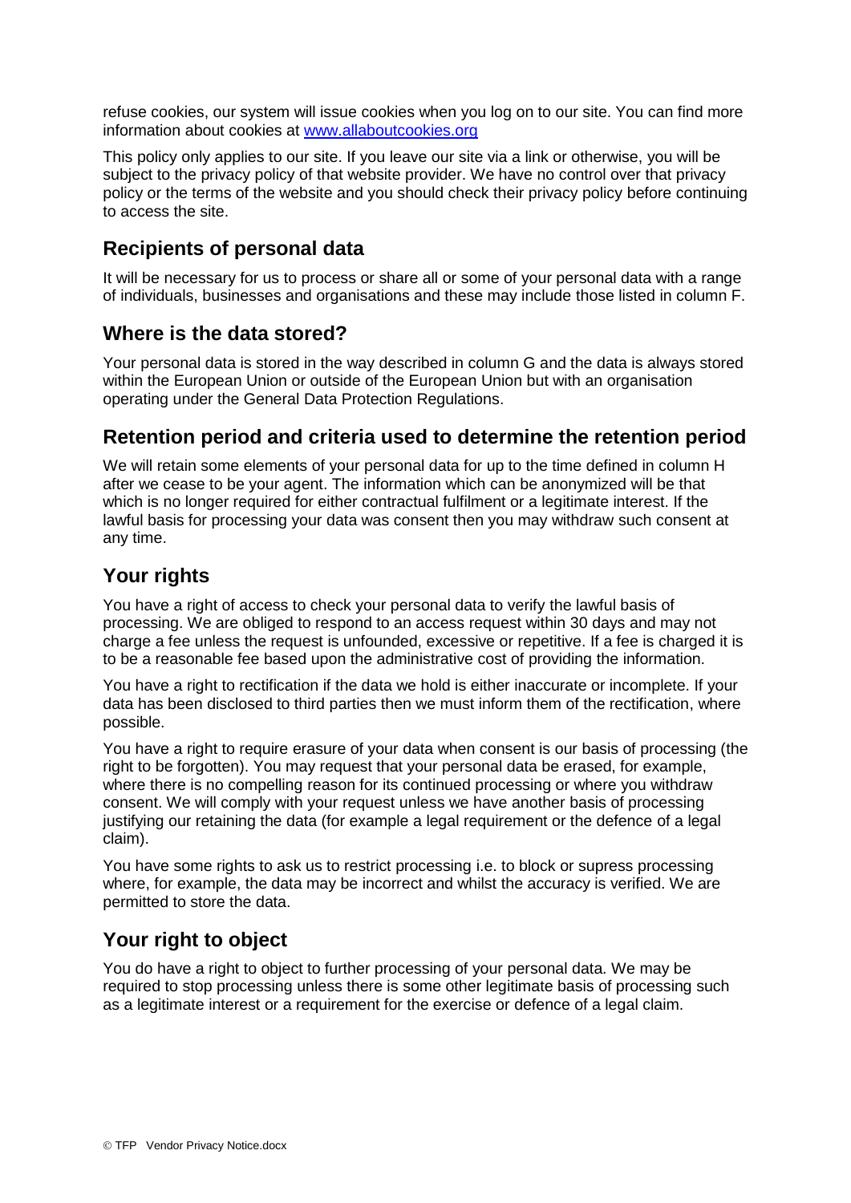refuse cookies, our system will issue cookies when you log on to our site. You can find more information about cookies at [www.allaboutcookies.org](www.allaboutcookies.org)

This policy only applies to our site. If you leave our site via a link or otherwise, you will be subject to the privacy policy of that website provider. We have no control over that privacy policy or the terms of the website and you should check their privacy policy before continuing to access the site.

## Recipients of personal data

It will be necessary for us to process or share all or some of your personal data with a range of individuals, businesses and organisations and these may include those listed in column F.

## Where is the data stored?

Your personal data is stored in the way described in column G and the data is always stored within the European Union or outside of the European Union but with an organisation operating under the General Data Protection Regulations.

## Retention period and criteria used to determine the retention period

We will retain some elements of your personal data for up to the time defined in column H after we cease to be your agent. The information which can be anonymized will be that which is no longer required for either contractual fulfilment or a legitimate interest. If the lawful basis for processing your data was consent then you may withdraw such consent at any time.

## Your rights

You have a right of access to check your personal data to verify the lawful basis of processing. We are obliged to respond to an access request within 30 days and may not charge a fee unless the request is unfounded, excessive or repetitive. If a fee is charged it is to be a reasonable fee based upon the administrative cost of providing the information.

You have a right to rectification if the data we hold is either inaccurate or incomplete. If your data has been disclosed to third parties then we must inform them of the rectification, where possible.

You have a right to require erasure of your data when consent is our basis of processing (the right to be forgotten). You may request that your personal data be erased, for example, where there is no compelling reason for its continued processing or where you withdraw consent. We will comply with your request unless we have another basis of processing justifying our retaining the data (for example a legal requirement or the defence of a legal claim).

You have some rights to ask us to restrict processing i.e. to block or supress processing where, for example, the data may be incorrect and whilst the accuracy is verified. We are permitted to store the data.

## Your right to object

You do have a right to object to further processing of your personal data. We may be required to stop processing unless there is some other legitimate basis of processing such as a legitimate interest or a requirement for the exercise or defence of a legal claim.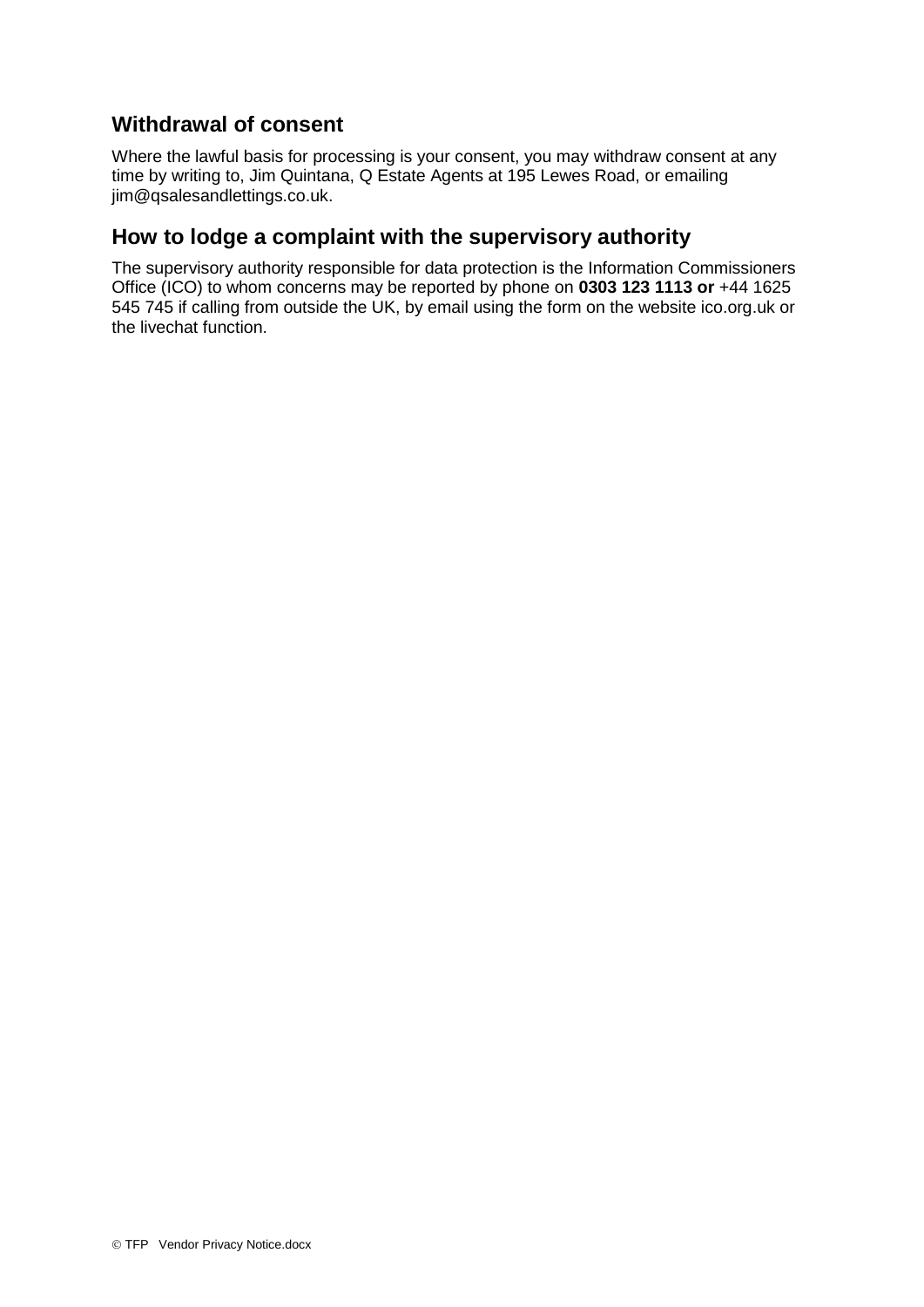## Withdrawal of consent

Where the lawful basis for processing is your consent, you may withdraw consent at any time by writing to, Jim Quintana, Q Estate Agents at 195 Lewes Road, or emailing jim@qsalesandlettings.co.uk.

## How to lodge a complaint with the supervisory authority

The supervisory authority responsible for data protection is the Information Commissioners Office (ICO) to whom concerns may be reported by phone on **0303 123 1113 or** +44 1625 545 745 if calling from outside the UK, by email using the form on the website ico.org.uk or the livechat function.